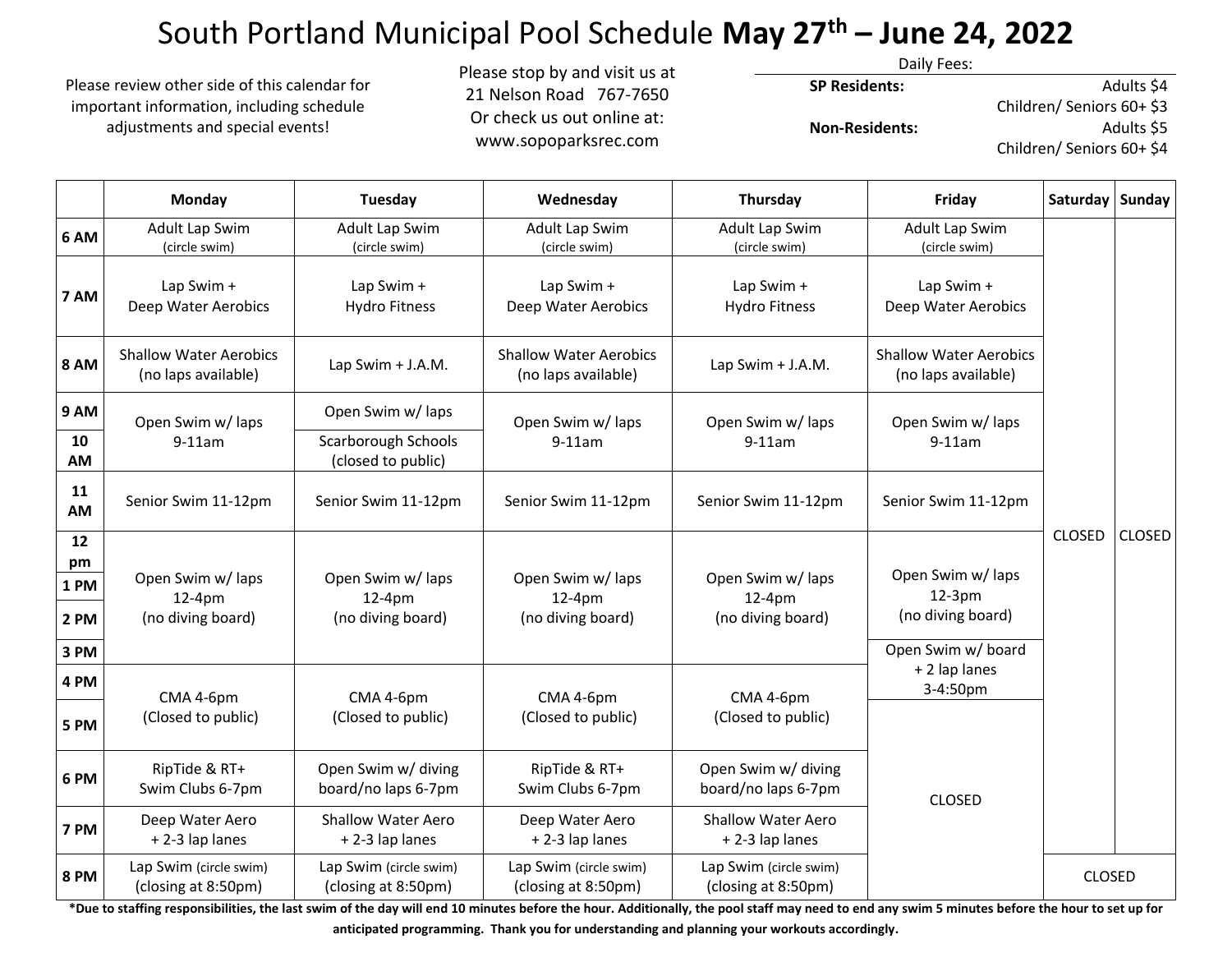# South Portland Municipal Pool Schedule **May 27th – June 24, 2022**

Please review other side of this calendar for important information, including schedule adjustments and special events!

Please stop by and visit us at
21 Nelson Road 767-7650
Or check us out online at:
www.sopoparksrec.com

Daily Fees:

| | |
|---|---|
| **SP Residents:** | Adults $4 |
| | Children/ Seniors 60+ $3 |
| **Non-Residents:** | Adults $5 |
| | Children/ Seniors 60+ $4 |

| | Monday | Tuesday | Wednesday | Thursday | Friday | Saturday | Sunday |
|---|---|---|---|---|---|---|---|
| 6 AM | Adult Lap Swim (circle swim) | Adult Lap Swim (circle swim) | Adult Lap Swim (circle swim) | Adult Lap Swim (circle swim) | Adult Lap Swim (circle swim) | CLOSED | CLOSED |
| 7 AM | Lap Swim + Deep Water Aerobics | Lap Swim + Hydro Fitness | Lap Swim + Deep Water Aerobics | Lap Swim + Hydro Fitness | Lap Swim + Deep Water Aerobics | | |
| 8 AM | Shallow Water Aerobics (no laps available) | Lap Swim + J.A.M. | Shallow Water Aerobics (no laps available) | Lap Swim + J.A.M. | Shallow Water Aerobics (no laps available) | | |
| 9 AM | Open Swim w/ laps 9-11am | Open Swim w/ laps | Open Swim w/ laps 9-11am | Open Swim w/ laps 9-11am | Open Swim w/ laps 9-11am | | |
| 10 AM | | Scarborough Schools (closed to public) | | | | | |
| 11 AM | Senior Swim 11-12pm | Senior Swim 11-12pm | Senior Swim 11-12pm | Senior Swim 11-12pm | Senior Swim 11-12pm | | |
| 12 pm | Open Swim w/ laps 12-4pm (no diving board) | Open Swim w/ laps 12-4pm (no diving board) | Open Swim w/ laps 12-4pm (no diving board) | Open Swim w/ laps 12-4pm (no diving board) | Open Swim w/ laps 12-3pm (no diving board) | | |
| 1 PM | | | | | | | |
| 2 PM | | | | | | | |
| 3 PM | | | | | Open Swim w/ board + 2 lap lanes 3-4:50pm | | |
| 4 PM | CMA 4-6pm (Closed to public) | CMA 4-6pm (Closed to public) | CMA 4-6pm (Closed to public) | CMA 4-6pm (Closed to public) | | | |
| 5 PM | | | | | CLOSED | | |
| 6 PM | RipTide & RT+ Swim Clubs 6-7pm | Open Swim w/ diving board/no laps 6-7pm | RipTide & RT+ Swim Clubs 6-7pm | Open Swim w/ diving board/no laps 6-7pm | | | |
| 7 PM | Deep Water Aero + 2-3 lap lanes | Shallow Water Aero + 2-3 lap lanes | Deep Water Aero + 2-3 lap lanes | Shallow Water Aero + 2-3 lap lanes | | | |
| 8 PM | Lap Swim (circle swim) (closing at 8:50pm) | Lap Swim (circle swim) (closing at 8:50pm) | Lap Swim (circle swim) (closing at 8:50pm) | Lap Swim (circle swim) (closing at 8:50pm) | | CLOSED | |

**\*Due to staffing responsibilities, the last swim of the day will end 10 minutes before the hour. Additionally, the pool staff may need to end any swim 5 minutes before the hour to set up for anticipated programming. Thank you for understanding and planning your workouts accordingly.**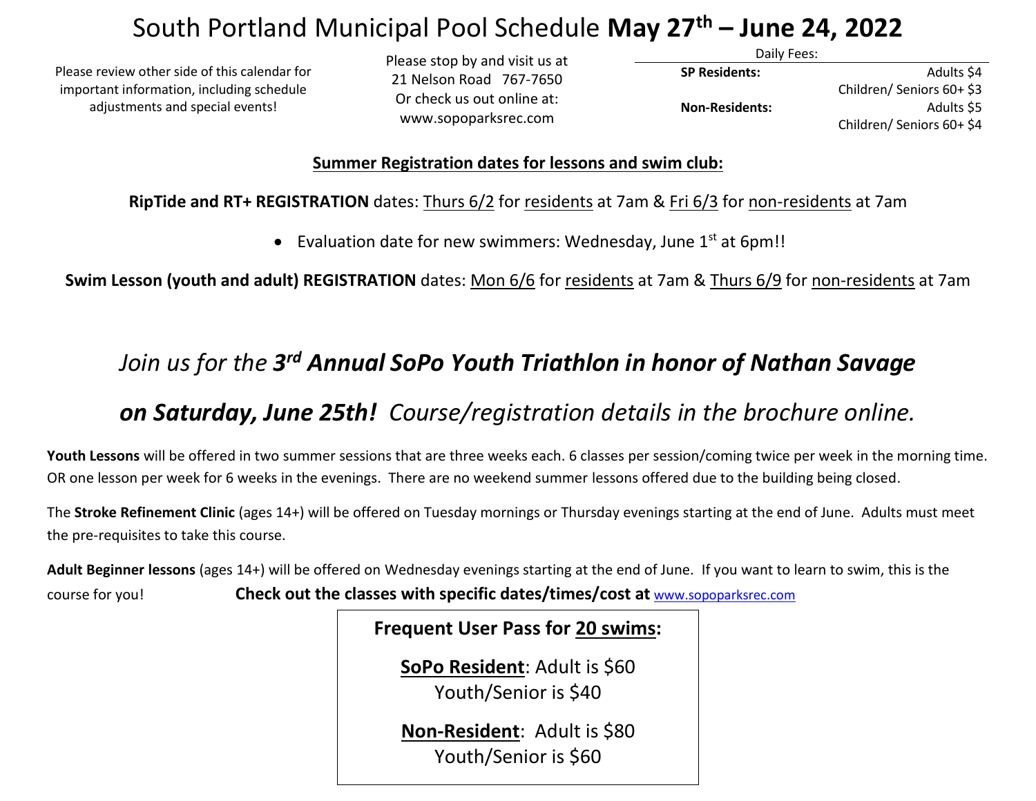# South Portland Municipal Pool Schedule **May 27th – June 24, 2022**

Please review other side of this calendar for important information, including schedule adjustments and special events!

Please stop by and visit us at
21 Nelson Road 767-7650
Or check us out online at:
www.sopoparksrec.com

| Daily Fees: | |
|---|---|
| **SP Residents:** | Adults $4 |
| | Children/ Seniors 60+ $3 |
| **Non-Residents:** | Adults $5 |
| | Children/ Seniors 60+ $4 |

**Summer Registration dates for lessons and swim club:**

**RipTide and RT+ REGISTRATION** dates: Thurs 6/2 for residents at 7am & Fri 6/3 for non-residents at 7am

- Evaluation date for new swimmers: Wednesday, June 1st at 6pm!!

**Swim Lesson (youth and adult) REGISTRATION** dates: Mon 6/6 for residents at 7am & Thurs 6/9 for non-residents at 7am

## *Join us for the **3rd Annual SoPo Youth Triathlon in honor of Nathan Savage on Saturday, June 25th!** Course/registration details in the brochure online.*

**Youth Lessons** will be offered in two summer sessions that are three weeks each. 6 classes per session/coming twice per week in the morning time. OR one lesson per week for 6 weeks in the evenings. There are no weekend summer lessons offered due to the building being closed.

The **Stroke Refinement Clinic** (ages 14+) will be offered on Tuesday mornings or Thursday evenings starting at the end of June. Adults must meet the pre-requisites to take this course.

**Adult Beginner lessons** (ages 14+) will be offered on Wednesday evenings starting at the end of June. If you want to learn to swim, this is the course for you! **Check out the classes with specific dates/times/cost at** www.sopoparksrec.com

**Frequent User Pass for 20 swims:**

**SoPo Resident**: Adult is $60
Youth/Senior is $40

**Non-Resident**: Adult is $80
Youth/Senior is $60